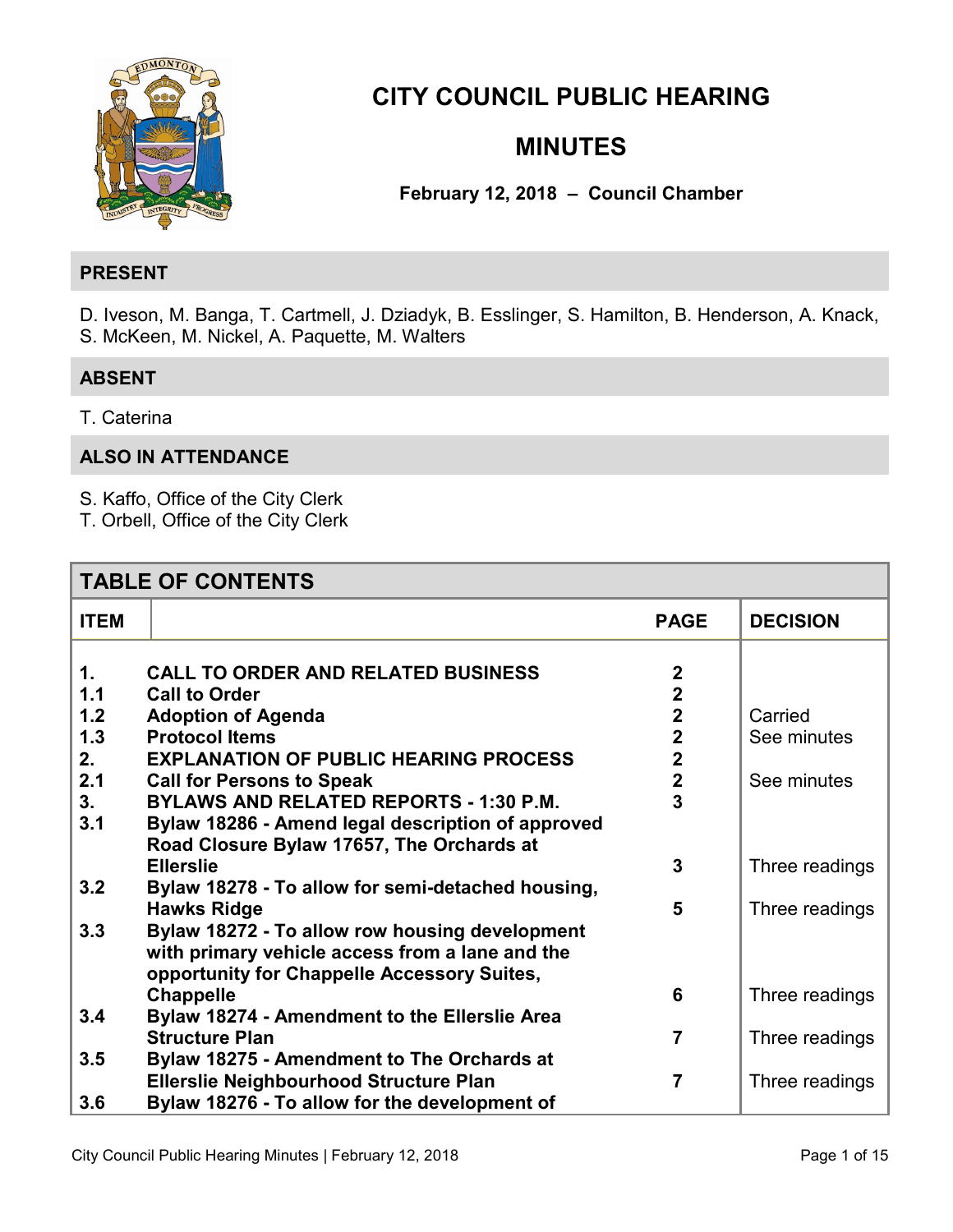# CITY COUNCIL PUBLIC HEARING

# MINUTES

**February 12, 2018 – Council Chamber**

## PRESENT

D. Iveson, M. Banga, T. Cartmell, J. Dziadyk, B. Esslinger, S. Hamilton, B. Henderson, A. Knack, S. McKeen, M. Nickel, A. Paquette, M. Walters

## ABSENT

T. Caterina

## ALSO IN ATTENDANCE

S. Kaffo, Office of the City Clerk
T. Orbell, Office of the City Clerk

## TABLE OF CONTENTS

| ITEM | | PAGE | DECISION |
|---|---|---|---|
| 1. | **CALL TO ORDER AND RELATED BUSINESS** | 2 | |
| 1.1 | **Call to Order** | 2 | |
| 1.2 | **Adoption of Agenda** | 2 | Carried |
| 1.3 | **Protocol Items** | 2 | See minutes |
| 2. | **EXPLANATION OF PUBLIC HEARING PROCESS** | 2 | |
| 2.1 | **Call for Persons to Speak** | 2 | See minutes |
| 3. | **BYLAWS AND RELATED REPORTS - 1:30 P.M.** | 3 | |
| 3.1 | **Bylaw 18286 - Amend legal description of approved Road Closure Bylaw 17657, The Orchards at Ellerslie** | 3 | Three readings |
| 3.2 | **Bylaw 18278 - To allow for semi-detached housing, Hawks Ridge** | 5 | Three readings |
| 3.3 | **Bylaw 18272 - To allow row housing development with primary vehicle access from a lane and the opportunity for Chappelle Accessory Suites, Chappelle** | 6 | Three readings |
| 3.4 | **Bylaw 18274 - Amendment to the Ellerslie Area Structure Plan** | 7 | Three readings |
| 3.5 | **Bylaw 18275 - Amendment to The Orchards at Ellerslie Neighbourhood Structure Plan** | 7 | Three readings |
| 3.6 | **Bylaw 18276 - To allow for the development of** | | |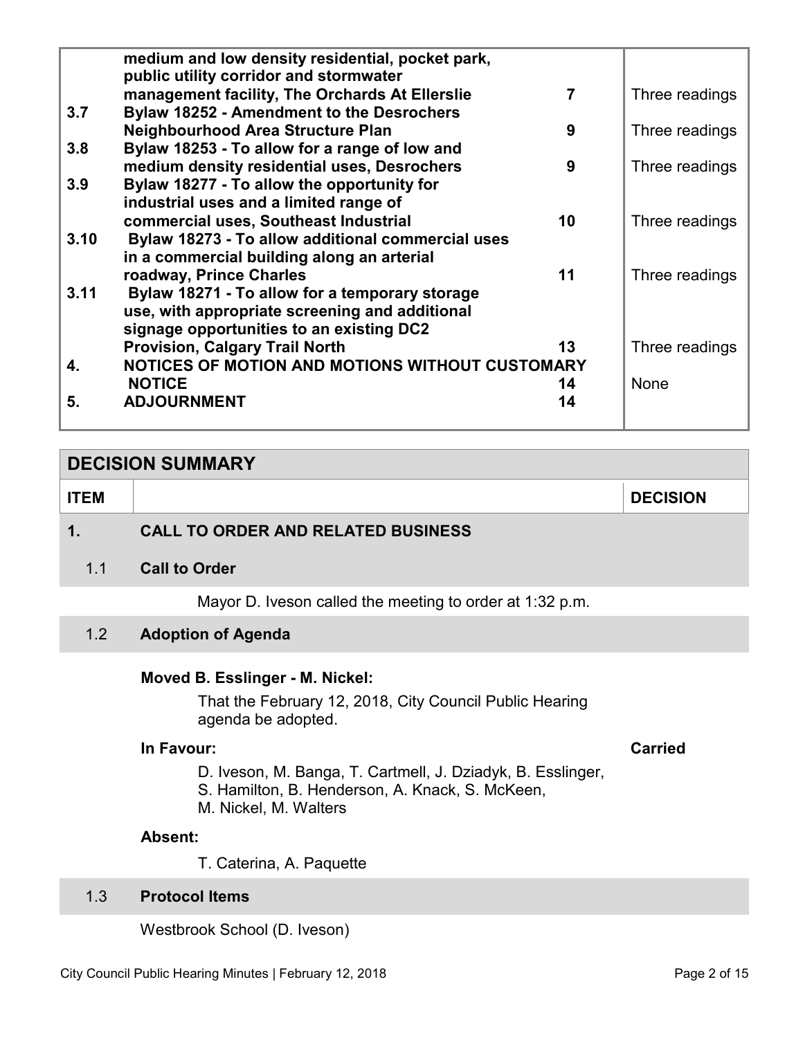| | | | |
|---|---|---|---|
| | medium and low density residential, pocket park, public utility corridor and stormwater management facility, The Orchards At Ellerslie | 7 | Three readings |
| 3.7 | Bylaw 18252 - Amendment to the Desrochers Neighbourhood Area Structure Plan | 9 | Three readings |
| 3.8 | Bylaw 18253 - To allow for a range of low and medium density residential uses, Desrochers | 9 | Three readings |
| 3.9 | Bylaw 18277 - To allow the opportunity for industrial uses and a limited range of commercial uses, Southeast Industrial | 10 | Three readings |
| 3.10 | Bylaw 18273 - To allow additional commercial uses in a commercial building along an arterial roadway, Prince Charles | 11 | Three readings |
| 3.11 | Bylaw 18271 - To allow for a temporary storage use, with appropriate screening and additional signage opportunities to an existing DC2 Provision, Calgary Trail North | 13 | Three readings |
| 4. | NOTICES OF MOTION AND MOTIONS WITHOUT CUSTOMARY NOTICE | 14 | None |
| 5. | ADJOURNMENT | 14 | |

## DECISION SUMMARY

| ITEM | | DECISION |
|---|---|---|

## 1. CALL TO ORDER AND RELATED BUSINESS

### 1.1 Call to Order

Mayor D. Iveson called the meeting to order at 1:32 p.m.

### 1.2 Adoption of Agenda

**Moved B. Esslinger - M. Nickel:**

That the February 12, 2018, City Council Public Hearing agenda be adopted.

**In Favour:** **Carried**

D. Iveson, M. Banga, T. Cartmell, J. Dziadyk, B. Esslinger, S. Hamilton, B. Henderson, A. Knack, S. McKeen, M. Nickel, M. Walters

**Absent:**

T. Caterina, A. Paquette

### 1.3 Protocol Items

Westbrook School (D. Iveson)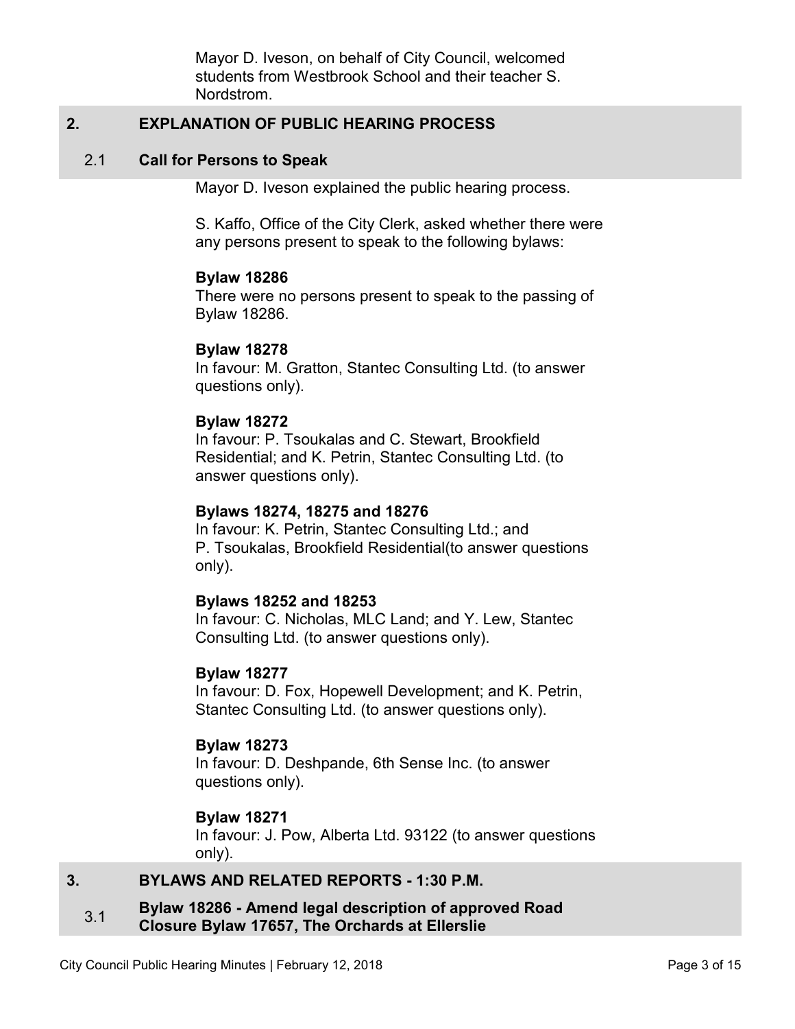Mayor D. Iveson, on behalf of City Council, welcomed students from Westbrook School and their teacher S. Nordstrom.

## 2. EXPLANATION OF PUBLIC HEARING PROCESS

### 2.1 Call for Persons to Speak

Mayor D. Iveson explained the public hearing process.

S. Kaffo, Office of the City Clerk, asked whether there were any persons present to speak to the following bylaws:

**Bylaw 18286**
There were no persons present to speak to the passing of Bylaw 18286.

**Bylaw 18278**
In favour: M. Gratton, Stantec Consulting Ltd. (to answer questions only).

**Bylaw 18272**
In favour: P. Tsoukalas and C. Stewart, Brookfield Residential; and K. Petrin, Stantec Consulting Ltd. (to answer questions only).

**Bylaws 18274, 18275 and 18276**
In favour: K. Petrin, Stantec Consulting Ltd.; and P. Tsoukalas, Brookfield Residential(to answer questions only).

**Bylaws 18252 and 18253**
In favour: C. Nicholas, MLC Land; and Y. Lew, Stantec Consulting Ltd. (to answer questions only).

**Bylaw 18277**
In favour: D. Fox, Hopewell Development; and K. Petrin, Stantec Consulting Ltd. (to answer questions only).

**Bylaw 18273**
In favour: D. Deshpande, 6th Sense Inc. (to answer questions only).

**Bylaw 18271**
In favour: J. Pow, Alberta Ltd. 93122 (to answer questions only).

## 3. BYLAWS AND RELATED REPORTS - 1:30 P.M.

### 3.1 Bylaw 18286 - Amend legal description of approved Road Closure Bylaw 17657, The Orchards at Ellerslie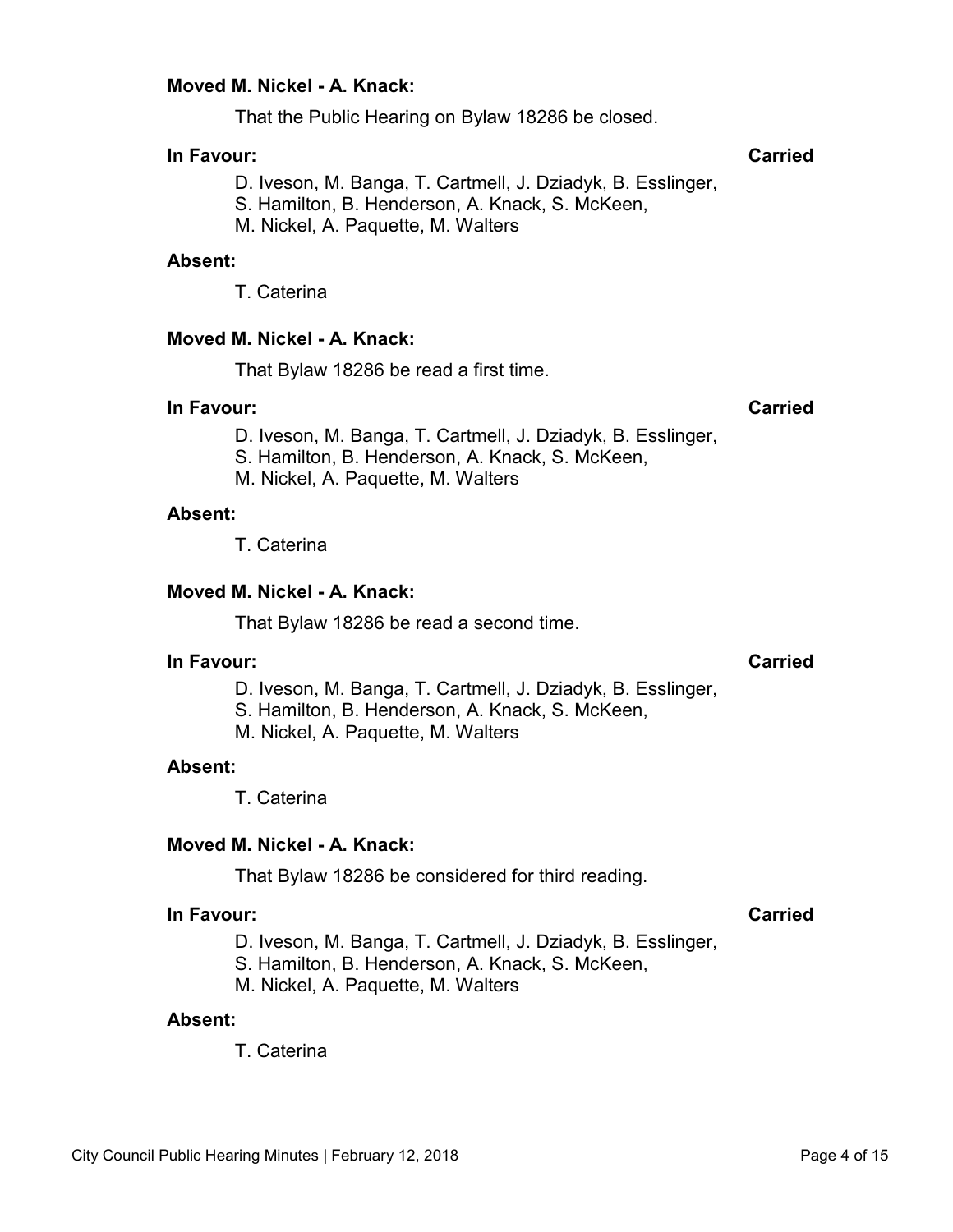**Moved M. Nickel - A. Knack:**

That the Public Hearing on Bylaw 18286 be closed.

**In Favour:** **Carried**

D. Iveson, M. Banga, T. Cartmell, J. Dziadyk, B. Esslinger, S. Hamilton, B. Henderson, A. Knack, S. McKeen, M. Nickel, A. Paquette, M. Walters

**Absent:**

T. Caterina

**Moved M. Nickel - A. Knack:**

That Bylaw 18286 be read a first time.

**In Favour:** **Carried**

D. Iveson, M. Banga, T. Cartmell, J. Dziadyk, B. Esslinger, S. Hamilton, B. Henderson, A. Knack, S. McKeen, M. Nickel, A. Paquette, M. Walters

**Absent:**

T. Caterina

**Moved M. Nickel - A. Knack:**

That Bylaw 18286 be read a second time.

**In Favour:** **Carried**

D. Iveson, M. Banga, T. Cartmell, J. Dziadyk, B. Esslinger, S. Hamilton, B. Henderson, A. Knack, S. McKeen, M. Nickel, A. Paquette, M. Walters

**Absent:**

T. Caterina

**Moved M. Nickel - A. Knack:**

That Bylaw 18286 be considered for third reading.

**In Favour:** **Carried**

D. Iveson, M. Banga, T. Cartmell, J. Dziadyk, B. Esslinger, S. Hamilton, B. Henderson, A. Knack, S. McKeen, M. Nickel, A. Paquette, M. Walters

**Absent:**

T. Caterina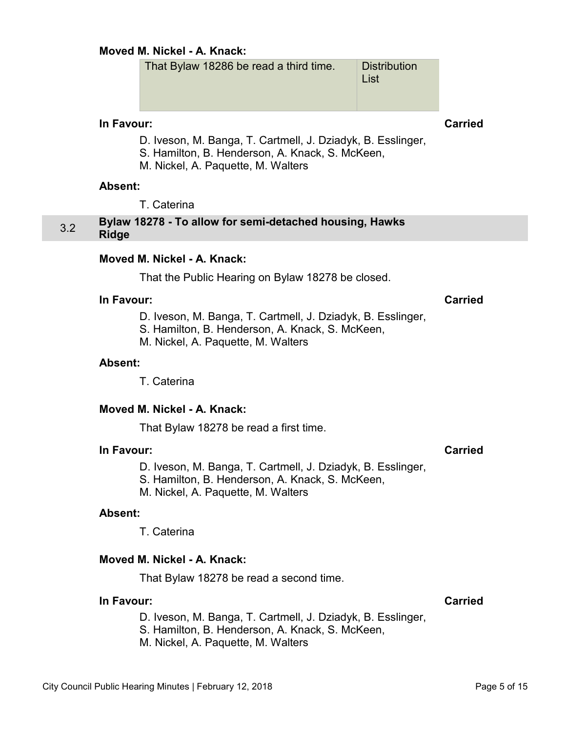**Moved M. Nickel - A. Knack:**

| That Bylaw 18286 be read a third time. | Distribution List |
|---|---|

**In Favour:** **Carried**

D. Iveson, M. Banga, T. Cartmell, J. Dziadyk, B. Esslinger, S. Hamilton, B. Henderson, A. Knack, S. McKeen, M. Nickel, A. Paquette, M. Walters

**Absent:**

T. Caterina

## 3.2 Bylaw 18278 - To allow for semi-detached housing, Hawks Ridge

**Moved M. Nickel - A. Knack:**

That the Public Hearing on Bylaw 18278 be closed.

**In Favour:** **Carried**

D. Iveson, M. Banga, T. Cartmell, J. Dziadyk, B. Esslinger, S. Hamilton, B. Henderson, A. Knack, S. McKeen, M. Nickel, A. Paquette, M. Walters

**Absent:**

T. Caterina

**Moved M. Nickel - A. Knack:**

That Bylaw 18278 be read a first time.

**In Favour:** **Carried**

D. Iveson, M. Banga, T. Cartmell, J. Dziadyk, B. Esslinger, S. Hamilton, B. Henderson, A. Knack, S. McKeen, M. Nickel, A. Paquette, M. Walters

**Absent:**

T. Caterina

**Moved M. Nickel - A. Knack:**

That Bylaw 18278 be read a second time.

**In Favour:** **Carried**

D. Iveson, M. Banga, T. Cartmell, J. Dziadyk, B. Esslinger, S. Hamilton, B. Henderson, A. Knack, S. McKeen, M. Nickel, A. Paquette, M. Walters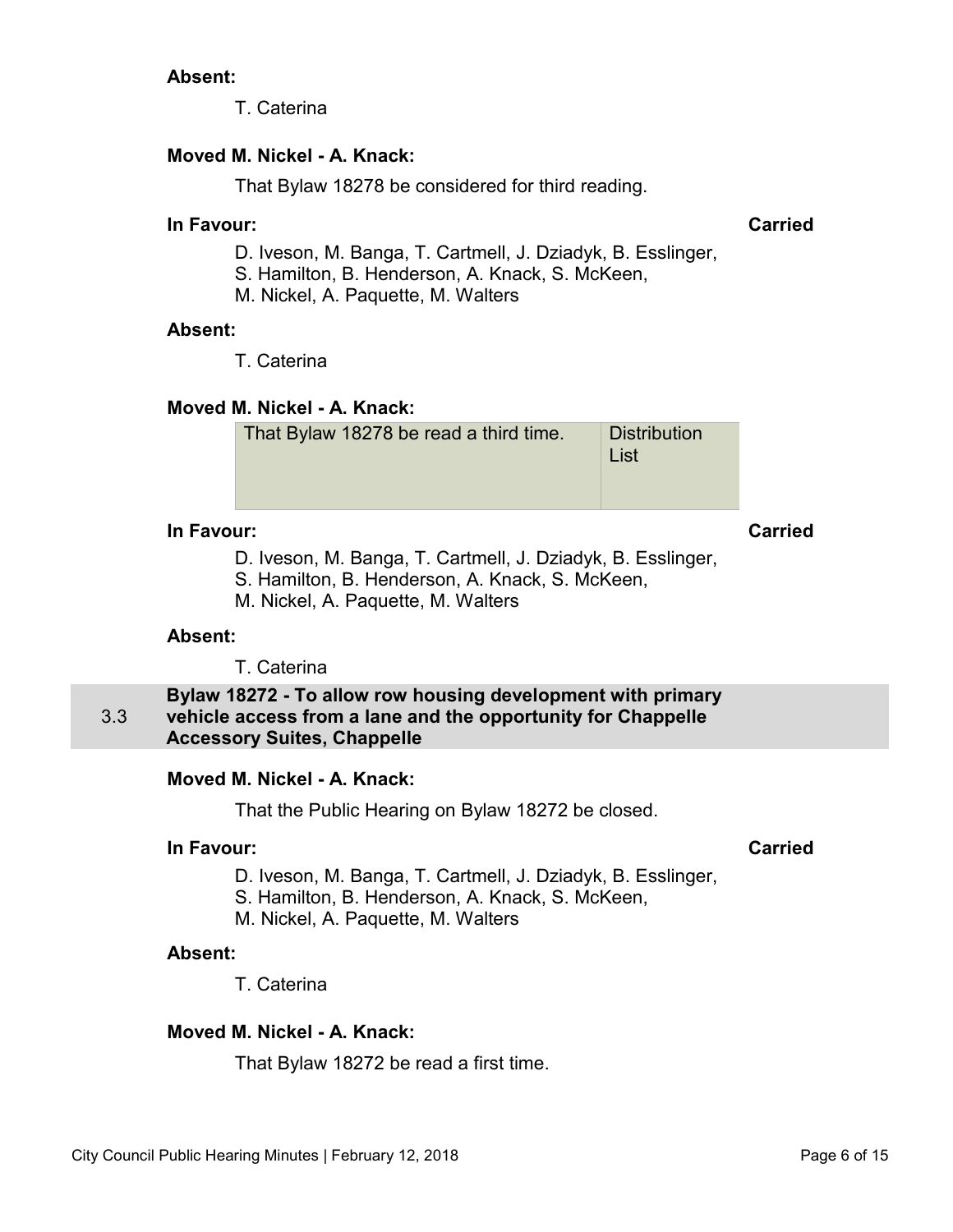**Absent:**

T. Caterina

**Moved M. Nickel - A. Knack:**

That Bylaw 18278 be considered for third reading.

**In Favour:** **Carried**

D. Iveson, M. Banga, T. Cartmell, J. Dziadyk, B. Esslinger, S. Hamilton, B. Henderson, A. Knack, S. McKeen, M. Nickel, A. Paquette, M. Walters

**Absent:**

T. Caterina

**Moved M. Nickel - A. Knack:**

| That Bylaw 18278 be read a third time. | Distribution List |
| --- | --- |

**In Favour:** **Carried**

D. Iveson, M. Banga, T. Cartmell, J. Dziadyk, B. Esslinger, S. Hamilton, B. Henderson, A. Knack, S. McKeen, M. Nickel, A. Paquette, M. Walters

**Absent:**

T. Caterina

## 3.3 Bylaw 18272 - To allow row housing development with primary vehicle access from a lane and the opportunity for Chappelle Accessory Suites, Chappelle

**Moved M. Nickel - A. Knack:**

That the Public Hearing on Bylaw 18272 be closed.

**In Favour:** **Carried**

D. Iveson, M. Banga, T. Cartmell, J. Dziadyk, B. Esslinger, S. Hamilton, B. Henderson, A. Knack, S. McKeen, M. Nickel, A. Paquette, M. Walters

**Absent:**

T. Caterina

**Moved M. Nickel - A. Knack:**

That Bylaw 18272 be read a first time.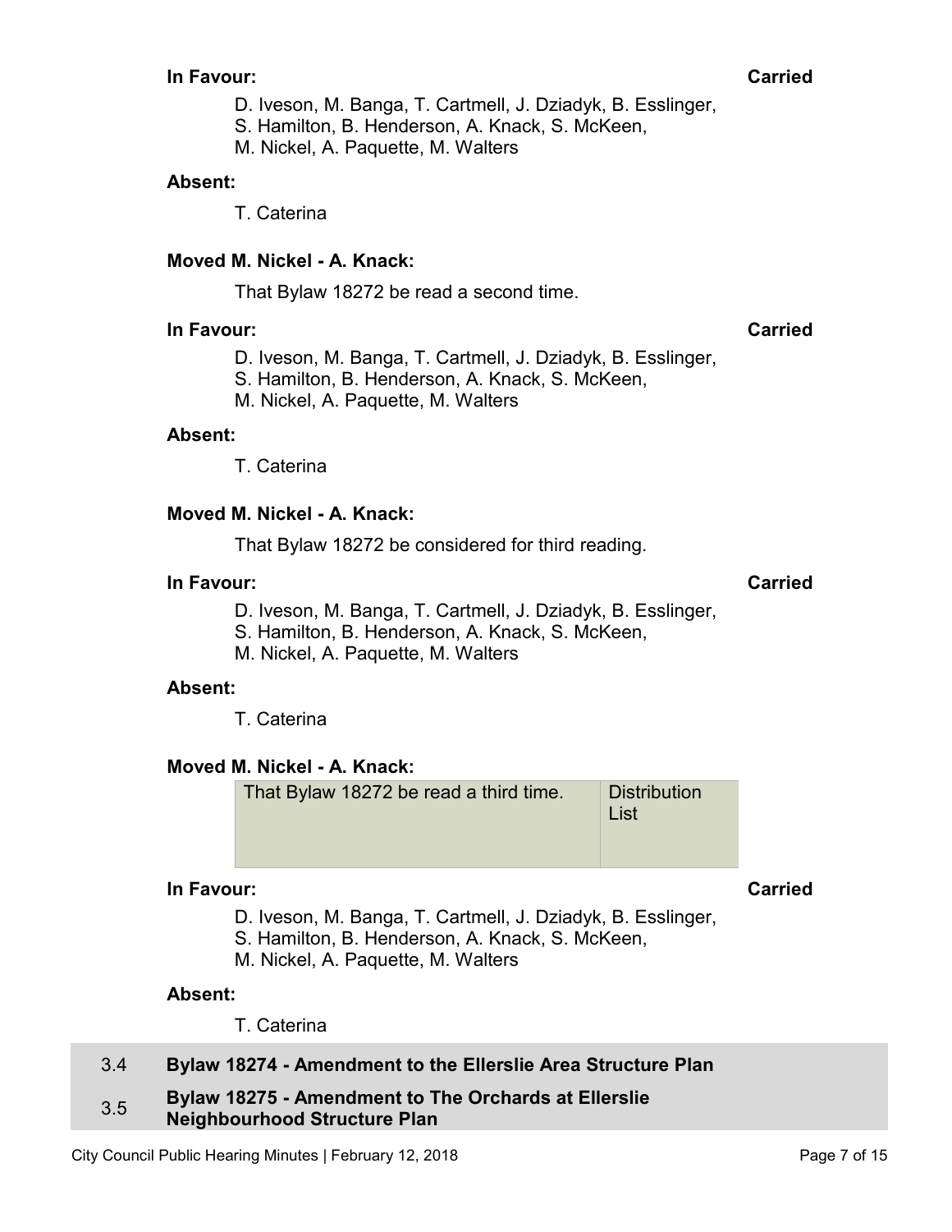**In Favour:** **Carried**

D. Iveson, M. Banga, T. Cartmell, J. Dziadyk, B. Esslinger, S. Hamilton, B. Henderson, A. Knack, S. McKeen, M. Nickel, A. Paquette, M. Walters

**Absent:**

T. Caterina

**Moved M. Nickel - A. Knack:**

That Bylaw 18272 be read a second time.

**In Favour:** **Carried**

D. Iveson, M. Banga, T. Cartmell, J. Dziadyk, B. Esslinger, S. Hamilton, B. Henderson, A. Knack, S. McKeen, M. Nickel, A. Paquette, M. Walters

**Absent:**

T. Caterina

**Moved M. Nickel - A. Knack:**

That Bylaw 18272 be considered for third reading.

**In Favour:** **Carried**

D. Iveson, M. Banga, T. Cartmell, J. Dziadyk, B. Esslinger, S. Hamilton, B. Henderson, A. Knack, S. McKeen, M. Nickel, A. Paquette, M. Walters

**Absent:**

T. Caterina

**Moved M. Nickel - A. Knack:**

| That Bylaw 18272 be read a third time. | Distribution List |
| --- | --- |

**In Favour:** **Carried**

D. Iveson, M. Banga, T. Cartmell, J. Dziadyk, B. Esslinger, S. Hamilton, B. Henderson, A. Knack, S. McKeen, M. Nickel, A. Paquette, M. Walters

**Absent:**

T. Caterina

## 3.4 Bylaw 18274 - Amendment to the Ellerslie Area Structure Plan

## 3.5 Bylaw 18275 - Amendment to The Orchards at Ellerslie Neighbourhood Structure Plan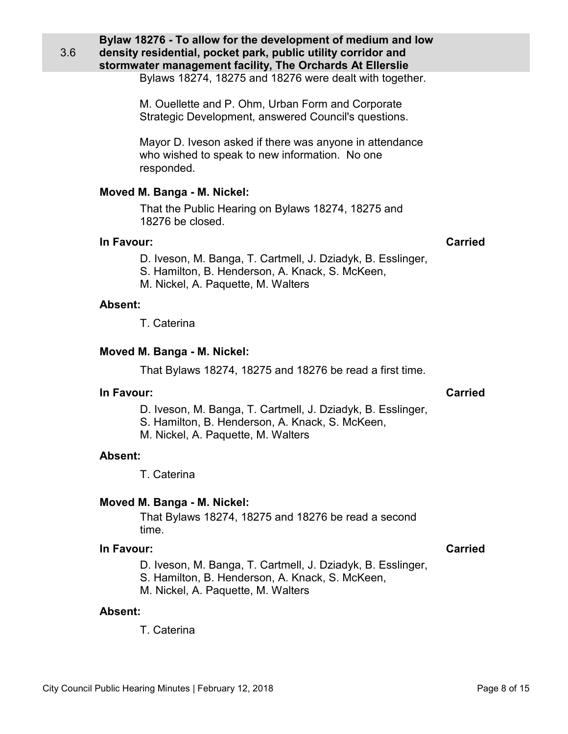### 3.6 Bylaw 18276 - To allow for the development of medium and low density residential, pocket park, public utility corridor and stormwater management facility, The Orchards At Ellerslie

Bylaws 18274, 18275 and 18276 were dealt with together.

M. Ouellette and P. Ohm, Urban Form and Corporate Strategic Development, answered Council's questions.

Mayor D. Iveson asked if there was anyone in attendance who wished to speak to new information. No one responded.

**Moved M. Banga - M. Nickel:**

That the Public Hearing on Bylaws 18274, 18275 and 18276 be closed.

**In Favour:** **Carried**

D. Iveson, M. Banga, T. Cartmell, J. Dziadyk, B. Esslinger, S. Hamilton, B. Henderson, A. Knack, S. McKeen, M. Nickel, A. Paquette, M. Walters

**Absent:**

T. Caterina

**Moved M. Banga - M. Nickel:**

That Bylaws 18274, 18275 and 18276 be read a first time.

**In Favour:** **Carried**

D. Iveson, M. Banga, T. Cartmell, J. Dziadyk, B. Esslinger, S. Hamilton, B. Henderson, A. Knack, S. McKeen, M. Nickel, A. Paquette, M. Walters

**Absent:**

T. Caterina

**Moved M. Banga - M. Nickel:**

That Bylaws 18274, 18275 and 18276 be read a second time.

**In Favour:** **Carried**

D. Iveson, M. Banga, T. Cartmell, J. Dziadyk, B. Esslinger, S. Hamilton, B. Henderson, A. Knack, S. McKeen, M. Nickel, A. Paquette, M. Walters

**Absent:**

T. Caterina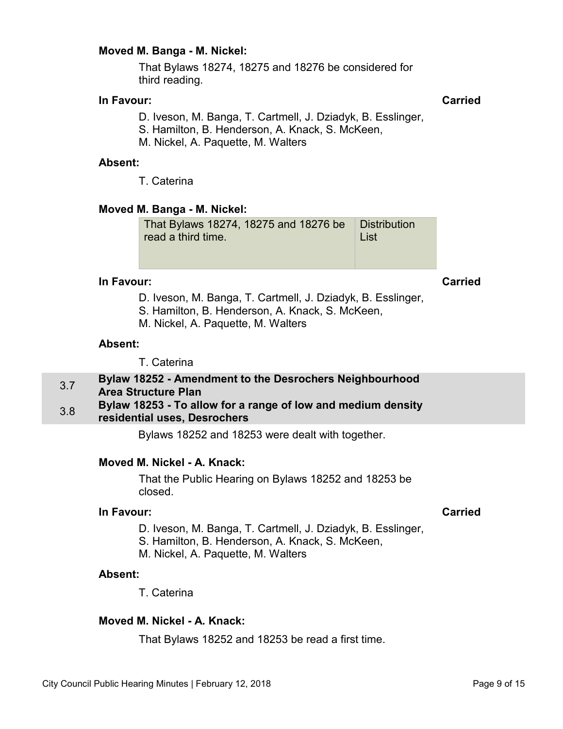**Moved M. Banga - M. Nickel:**

That Bylaws 18274, 18275 and 18276 be considered for third reading.

**In Favour:** **Carried**

D. Iveson, M. Banga, T. Cartmell, J. Dziadyk, B. Esslinger, S. Hamilton, B. Henderson, A. Knack, S. McKeen, M. Nickel, A. Paquette, M. Walters

**Absent:**

T. Caterina

**Moved M. Banga - M. Nickel:**

| That Bylaws 18274, 18275 and 18276 be read a third time. | Distribution List |
|---|---|

**In Favour:** **Carried**

D. Iveson, M. Banga, T. Cartmell, J. Dziadyk, B. Esslinger, S. Hamilton, B. Henderson, A. Knack, S. McKeen, M. Nickel, A. Paquette, M. Walters

**Absent:**

T. Caterina

## 3.7 Bylaw 18252 - Amendment to the Desrochers Neighbourhood Area Structure Plan

## 3.8 Bylaw 18253 - To allow for a range of low and medium density residential uses, Desrochers

Bylaws 18252 and 18253 were dealt with together.

**Moved M. Nickel - A. Knack:**

That the Public Hearing on Bylaws 18252 and 18253 be closed.

**In Favour:** **Carried**

D. Iveson, M. Banga, T. Cartmell, J. Dziadyk, B. Esslinger, S. Hamilton, B. Henderson, A. Knack, S. McKeen, M. Nickel, A. Paquette, M. Walters

**Absent:**

T. Caterina

**Moved M. Nickel - A. Knack:**

That Bylaws 18252 and 18253 be read a first time.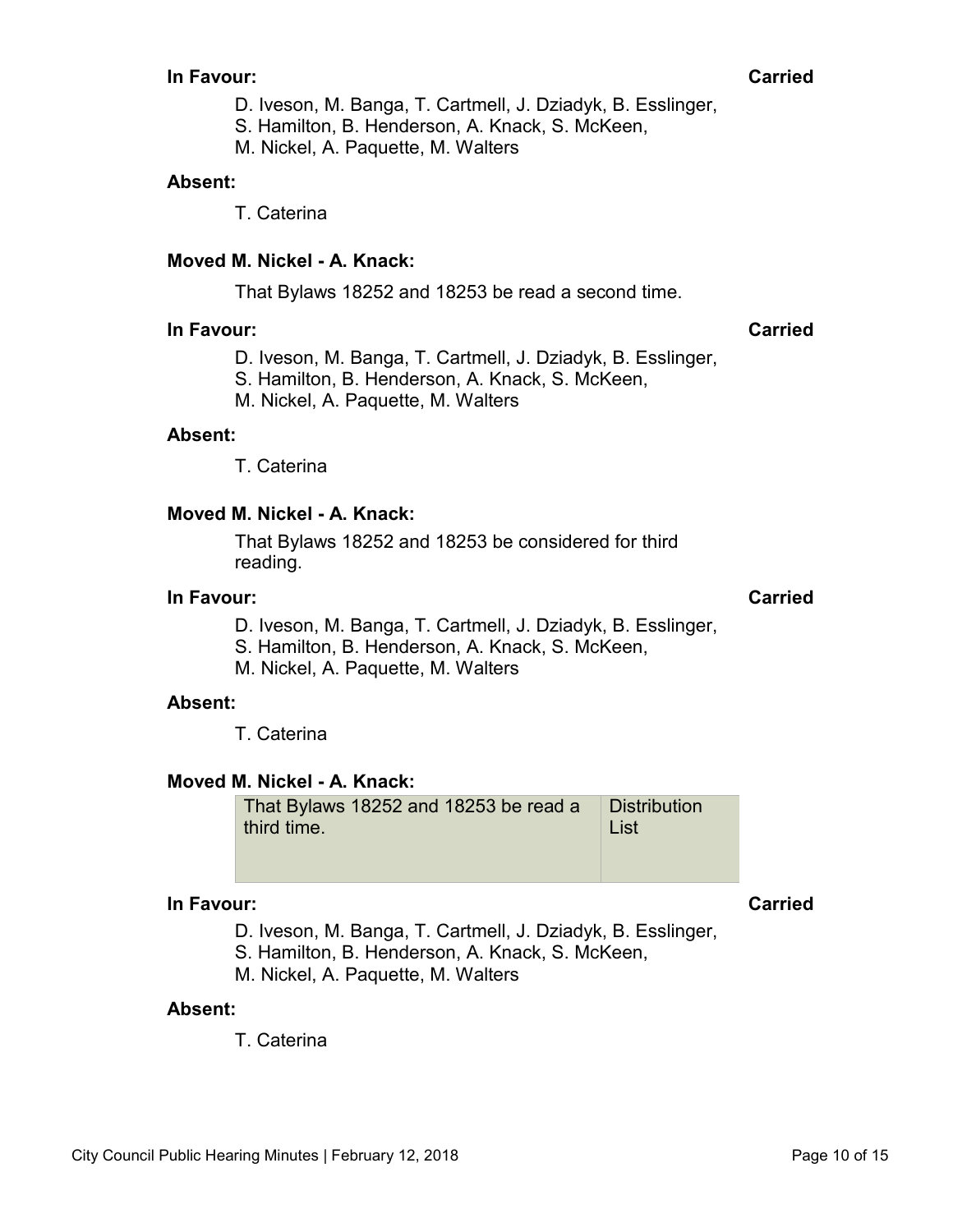**In Favour:** **Carried**

D. Iveson, M. Banga, T. Cartmell, J. Dziadyk, B. Esslinger, S. Hamilton, B. Henderson, A. Knack, S. McKeen, M. Nickel, A. Paquette, M. Walters

**Absent:**

T. Caterina

**Moved M. Nickel - A. Knack:**

That Bylaws 18252 and 18253 be read a second time.

**In Favour:** **Carried**

D. Iveson, M. Banga, T. Cartmell, J. Dziadyk, B. Esslinger, S. Hamilton, B. Henderson, A. Knack, S. McKeen, M. Nickel, A. Paquette, M. Walters

**Absent:**

T. Caterina

**Moved M. Nickel - A. Knack:**

That Bylaws 18252 and 18253 be considered for third reading.

**In Favour:** **Carried**

D. Iveson, M. Banga, T. Cartmell, J. Dziadyk, B. Esslinger, S. Hamilton, B. Henderson, A. Knack, S. McKeen, M. Nickel, A. Paquette, M. Walters

**Absent:**

T. Caterina

**Moved M. Nickel - A. Knack:**

| | |
|---|---|
| That Bylaws 18252 and 18253 be read a third time. | Distribution List |

**In Favour:** **Carried**

D. Iveson, M. Banga, T. Cartmell, J. Dziadyk, B. Esslinger, S. Hamilton, B. Henderson, A. Knack, S. McKeen, M. Nickel, A. Paquette, M. Walters

**Absent:**

T. Caterina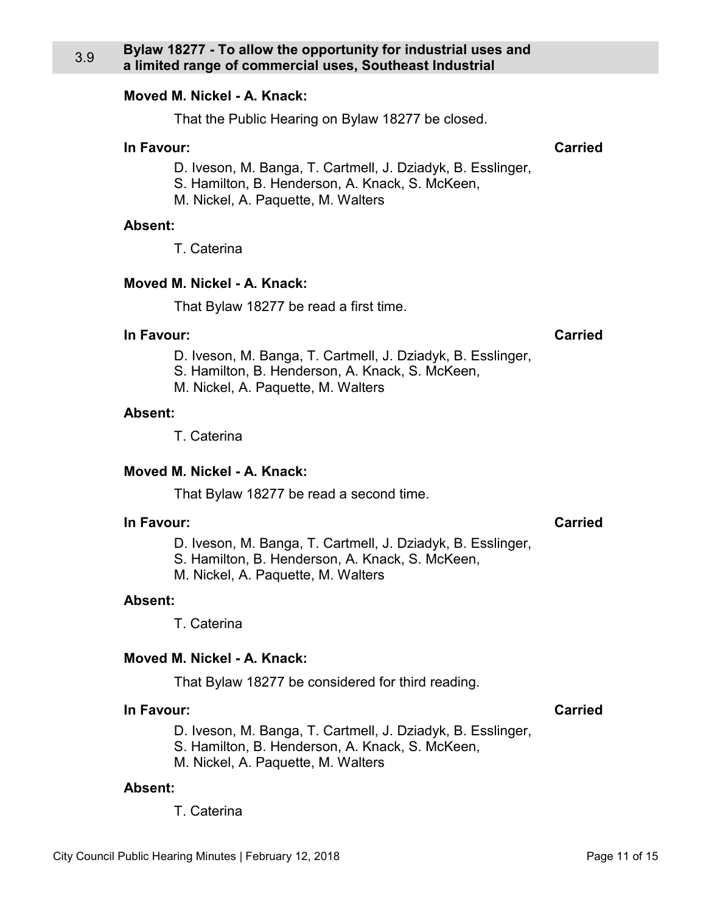## 3.9 Bylaw 18277 - To allow the opportunity for industrial uses and a limited range of commercial uses, Southeast Industrial

**Moved M. Nickel - A. Knack:**

That the Public Hearing on Bylaw 18277 be closed.

**In Favour:** **Carried**

D. Iveson, M. Banga, T. Cartmell, J. Dziadyk, B. Esslinger, S. Hamilton, B. Henderson, A. Knack, S. McKeen, M. Nickel, A. Paquette, M. Walters

**Absent:**

T. Caterina

**Moved M. Nickel - A. Knack:**

That Bylaw 18277 be read a first time.

**In Favour:** **Carried**

D. Iveson, M. Banga, T. Cartmell, J. Dziadyk, B. Esslinger, S. Hamilton, B. Henderson, A. Knack, S. McKeen, M. Nickel, A. Paquette, M. Walters

**Absent:**

T. Caterina

**Moved M. Nickel - A. Knack:**

That Bylaw 18277 be read a second time.

**In Favour:** **Carried**

D. Iveson, M. Banga, T. Cartmell, J. Dziadyk, B. Esslinger, S. Hamilton, B. Henderson, A. Knack, S. McKeen, M. Nickel, A. Paquette, M. Walters

**Absent:**

T. Caterina

**Moved M. Nickel - A. Knack:**

That Bylaw 18277 be considered for third reading.

**In Favour:** **Carried**

D. Iveson, M. Banga, T. Cartmell, J. Dziadyk, B. Esslinger, S. Hamilton, B. Henderson, A. Knack, S. McKeen, M. Nickel, A. Paquette, M. Walters

**Absent:**

T. Caterina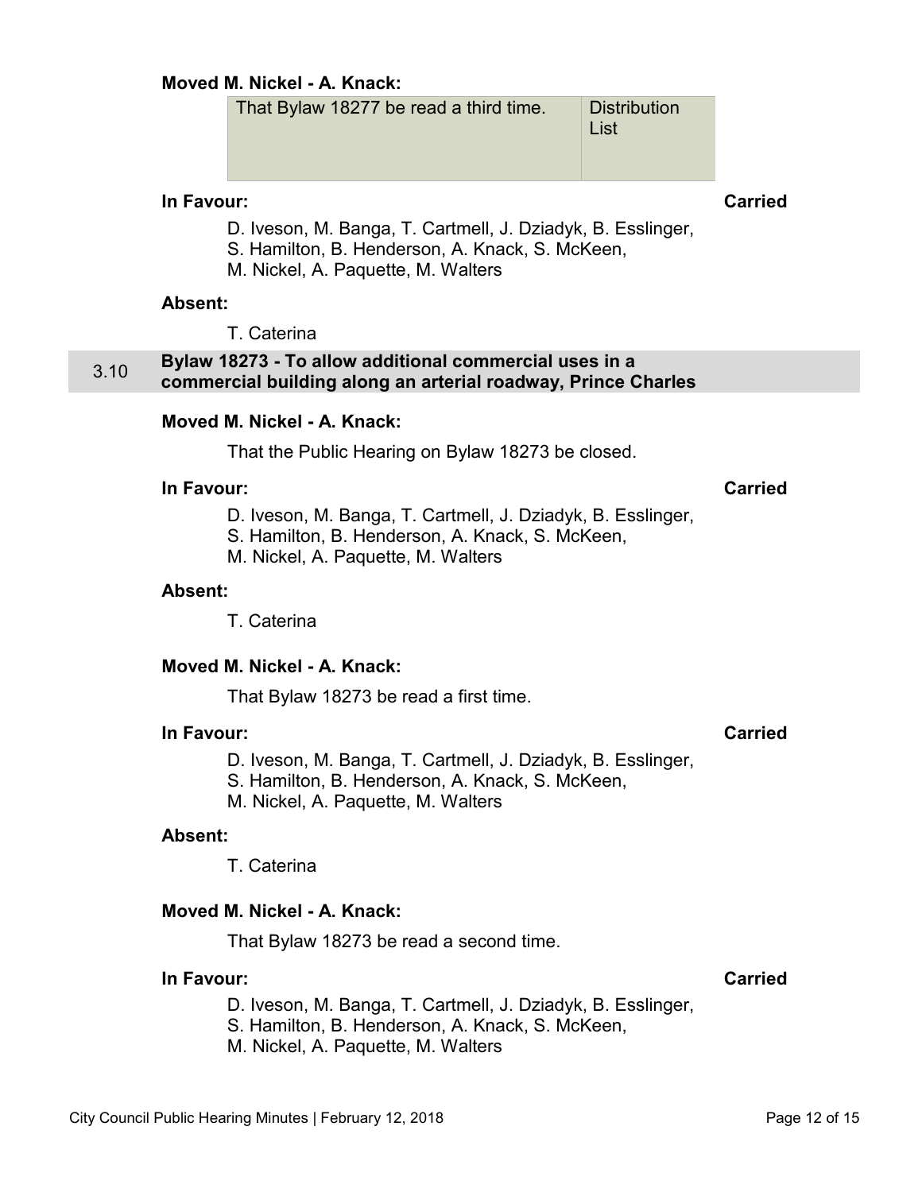**Moved M. Nickel - A. Knack:**

| That Bylaw 18277 be read a third time. | Distribution List |
|---|---|

**In Favour:** **Carried**

D. Iveson, M. Banga, T. Cartmell, J. Dziadyk, B. Esslinger, S. Hamilton, B. Henderson, A. Knack, S. McKeen, M. Nickel, A. Paquette, M. Walters

**Absent:**

T. Caterina

## 3.10 Bylaw 18273 - To allow additional commercial uses in a commercial building along an arterial roadway, Prince Charles

**Moved M. Nickel - A. Knack:**

That the Public Hearing on Bylaw 18273 be closed.

**In Favour:** **Carried**

D. Iveson, M. Banga, T. Cartmell, J. Dziadyk, B. Esslinger, S. Hamilton, B. Henderson, A. Knack, S. McKeen, M. Nickel, A. Paquette, M. Walters

**Absent:**

T. Caterina

**Moved M. Nickel - A. Knack:**

That Bylaw 18273 be read a first time.

**In Favour:** **Carried**

D. Iveson, M. Banga, T. Cartmell, J. Dziadyk, B. Esslinger, S. Hamilton, B. Henderson, A. Knack, S. McKeen, M. Nickel, A. Paquette, M. Walters

**Absent:**

T. Caterina

**Moved M. Nickel - A. Knack:**

That Bylaw 18273 be read a second time.

**In Favour:** **Carried**

D. Iveson, M. Banga, T. Cartmell, J. Dziadyk, B. Esslinger, S. Hamilton, B. Henderson, A. Knack, S. McKeen, M. Nickel, A. Paquette, M. Walters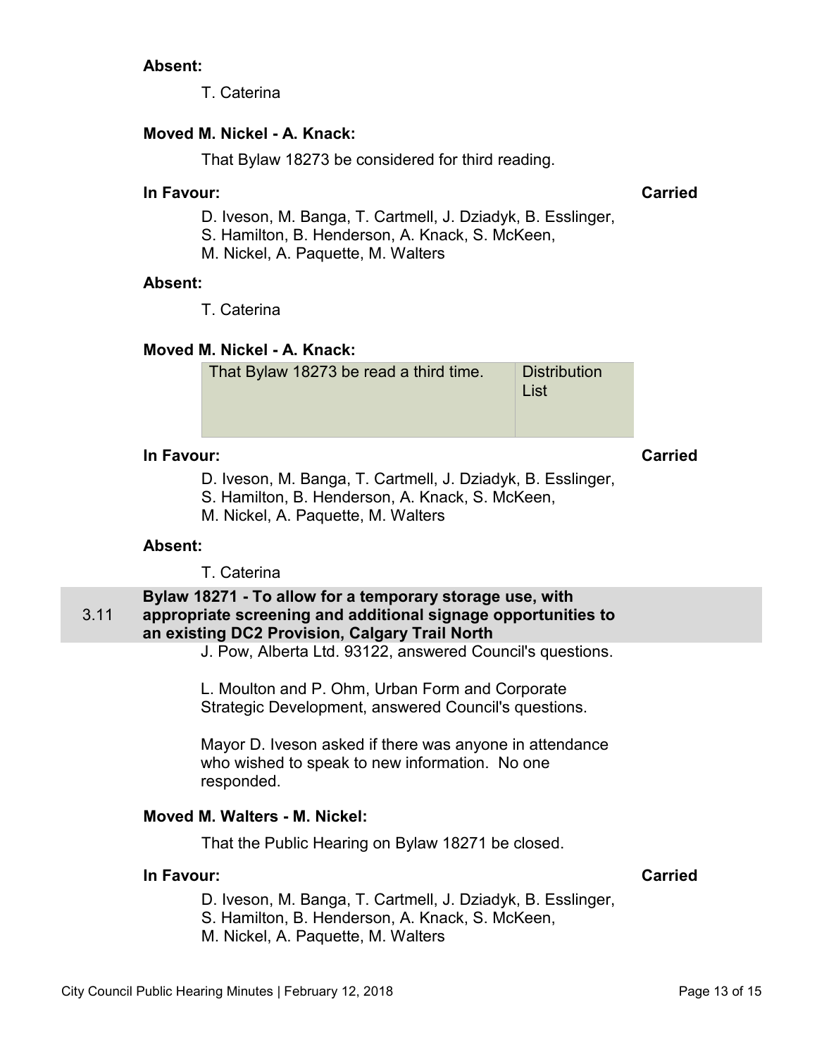**Absent:**

T. Caterina

**Moved M. Nickel - A. Knack:**

That Bylaw 18273 be considered for third reading.

**In Favour:** **Carried**

D. Iveson, M. Banga, T. Cartmell, J. Dziadyk, B. Esslinger, S. Hamilton, B. Henderson, A. Knack, S. McKeen, M. Nickel, A. Paquette, M. Walters

**Absent:**

T. Caterina

**Moved M. Nickel - A. Knack:**

| That Bylaw 18273 be read a third time. | Distribution List |
|---|---|

**In Favour:** **Carried**

D. Iveson, M. Banga, T. Cartmell, J. Dziadyk, B. Esslinger, S. Hamilton, B. Henderson, A. Knack, S. McKeen, M. Nickel, A. Paquette, M. Walters

**Absent:**

T. Caterina

### 3.11 Bylaw 18271 - To allow for a temporary storage use, with appropriate screening and additional signage opportunities to an existing DC2 Provision, Calgary Trail North

J. Pow, Alberta Ltd. 93122, answered Council's questions.

L. Moulton and P. Ohm, Urban Form and Corporate Strategic Development, answered Council's questions.

Mayor D. Iveson asked if there was anyone in attendance who wished to speak to new information. No one responded.

**Moved M. Walters - M. Nickel:**

That the Public Hearing on Bylaw 18271 be closed.

**In Favour:** **Carried**

D. Iveson, M. Banga, T. Cartmell, J. Dziadyk, B. Esslinger, S. Hamilton, B. Henderson, A. Knack, S. McKeen, M. Nickel, A. Paquette, M. Walters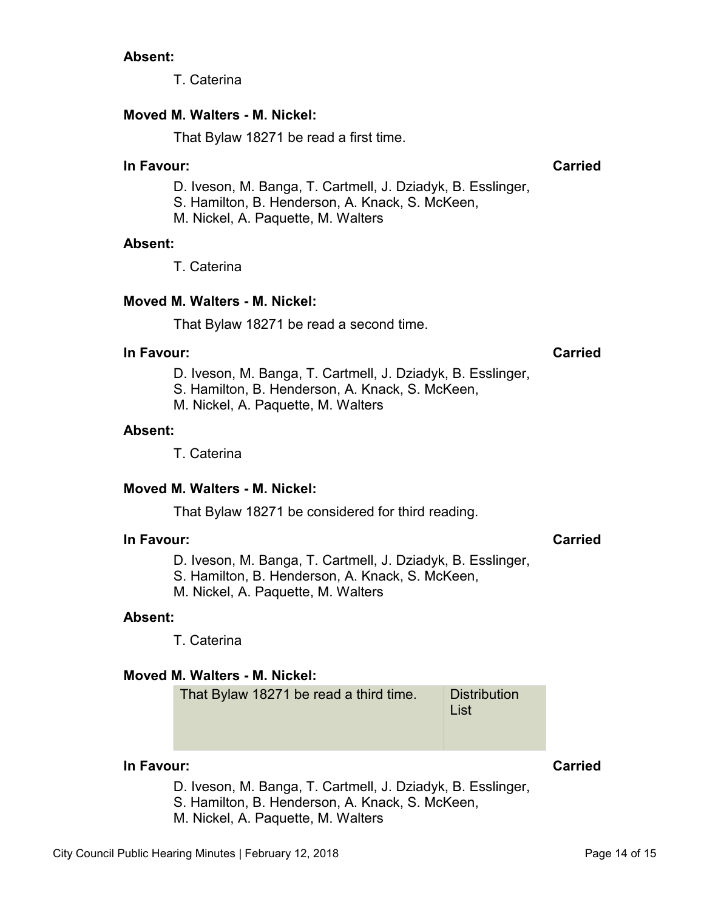**Absent:**

T. Caterina

**Moved M. Walters - M. Nickel:**

That Bylaw 18271 be read a first time.

**In Favour:** **Carried**

D. Iveson, M. Banga, T. Cartmell, J. Dziadyk, B. Esslinger, S. Hamilton, B. Henderson, A. Knack, S. McKeen, M. Nickel, A. Paquette, M. Walters

**Absent:**

T. Caterina

**Moved M. Walters - M. Nickel:**

That Bylaw 18271 be read a second time.

**In Favour:** **Carried**

D. Iveson, M. Banga, T. Cartmell, J. Dziadyk, B. Esslinger, S. Hamilton, B. Henderson, A. Knack, S. McKeen, M. Nickel, A. Paquette, M. Walters

**Absent:**

T. Caterina

**Moved M. Walters - M. Nickel:**

That Bylaw 18271 be considered for third reading.

**In Favour:** **Carried**

D. Iveson, M. Banga, T. Cartmell, J. Dziadyk, B. Esslinger, S. Hamilton, B. Henderson, A. Knack, S. McKeen, M. Nickel, A. Paquette, M. Walters

**Absent:**

T. Caterina

**Moved M. Walters - M. Nickel:**

| That Bylaw 18271 be read a third time. | Distribution List |
| --- | --- |

**In Favour:** **Carried**

D. Iveson, M. Banga, T. Cartmell, J. Dziadyk, B. Esslinger, S. Hamilton, B. Henderson, A. Knack, S. McKeen, M. Nickel, A. Paquette, M. Walters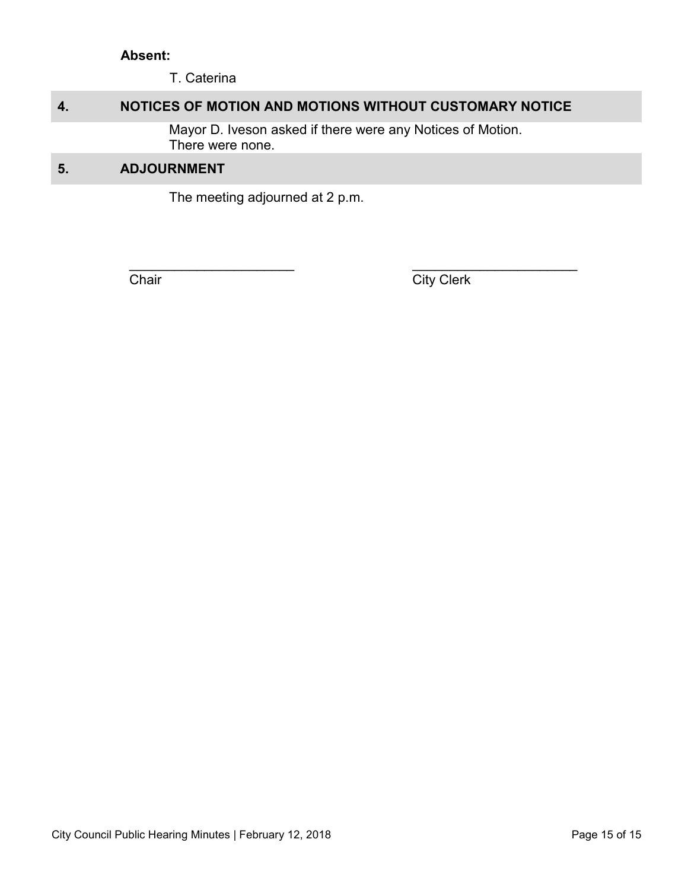**Absent:**

T. Caterina

## 4. NOTICES OF MOTION AND MOTIONS WITHOUT CUSTOMARY NOTICE

Mayor D. Iveson asked if there were any Notices of Motion.
There were none.

## 5. ADJOURNMENT

The meeting adjourned at 2 p.m.

______________________ ______________________
Chair City Clerk